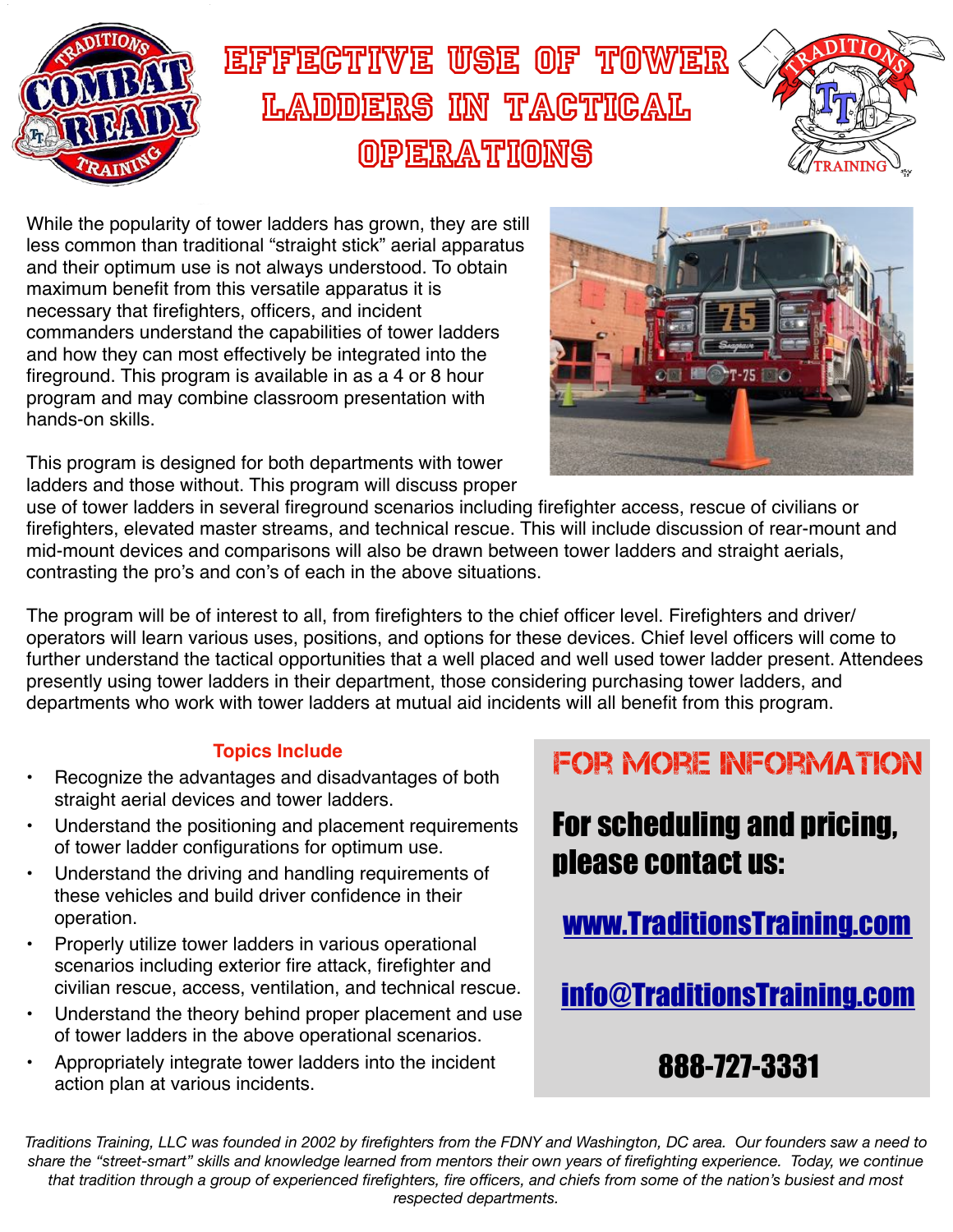# EFFECTIVE USE OF TOWER LADDERS IN TACTICAL OPERATIONS

While the popularity of tower ladders has grown, they are still less common than traditional “straight stick” aerial apparatus and their optimum use is not always understood. To obtain maximum benefit from this versatile apparatus it is necessary that firefighters, officers, and incident commanders understand the capabilities of tower ladders and how they can most effectively be integrated into the fireground. This program is available in as a 4 or 8 hour program and may combine classroom presentation with hands-on skills.

This program is designed for both departments with tower ladders and those without. This program will discuss proper use of tower ladders in several fireground scenarios including firefighter access, rescue of civilians or firefighters, elevated master streams, and technical rescue. This will include discussion of rear-mount and mid-mount devices and comparisons will also be drawn between tower ladders and straight aerials, contrasting the pro’s and con’s of each in the above situations.

The program will be of interest to all, from firefighters to the chief officer level. Firefighters and driver/operators will learn various uses, positions, and options for these devices. Chief level officers will come to further understand the tactical opportunities that a well placed and well used tower ladder present. Attendees presently using tower ladders in their department, those considering purchasing tower ladders, and departments who work with tower ladders at mutual aid incidents will all benefit from this program.

**Topics Include**

- Recognize the advantages and disadvantages of both straight aerial devices and tower ladders.
- Understand the positioning and placement requirements of tower ladder configurations for optimum use.
- Understand the driving and handling requirements of these vehicles and build driver confidence in their operation.
- Properly utilize tower ladders in various operational scenarios including exterior fire attack, firefighter and civilian rescue, access, ventilation, and technical rescue.
- Understand the theory behind proper placement and use of tower ladders in the above operational scenarios.
- Appropriately integrate tower ladders into the incident action plan at various incidents.

## FOR MORE INFORMATION

**For scheduling and pricing, please contact us:**

www.TraditionsTraining.com

info@TraditionsTraining.com

**888-727-3331**

*Traditions Training, LLC was founded in 2002 by firefighters from the FDNY and Washington, DC area. Our founders saw a need to share the “street-smart” skills and knowledge learned from mentors their own years of firefighting experience. Today, we continue that tradition through a group of experienced firefighters, fire officers, and chiefs from some of the nation’s busiest and most respected departments.*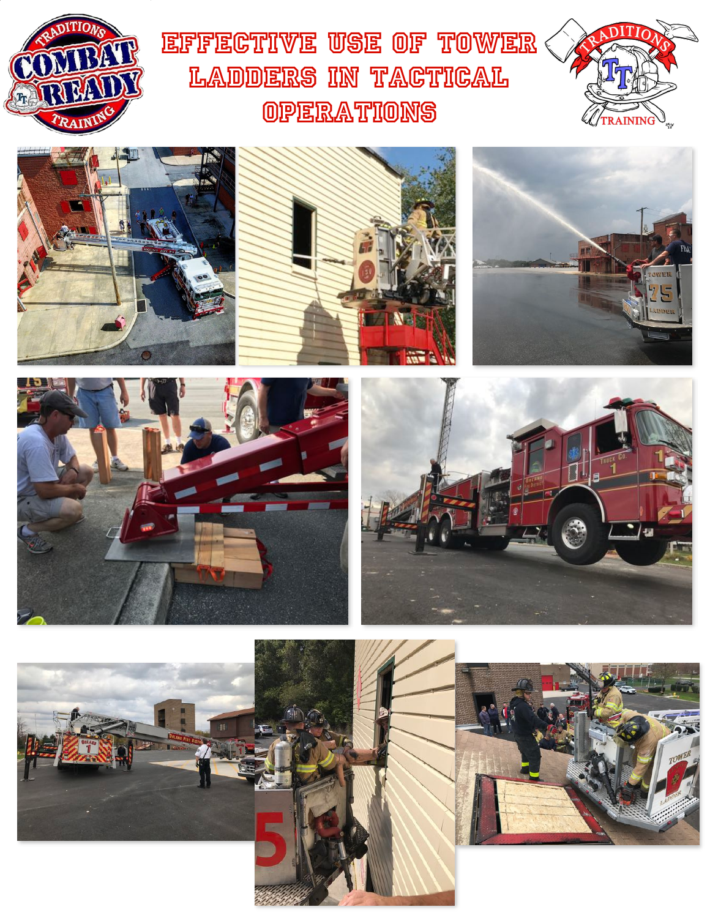# EFFECTIVE USE OF TOWER LADDERS IN TACTICAL OPERATIONS